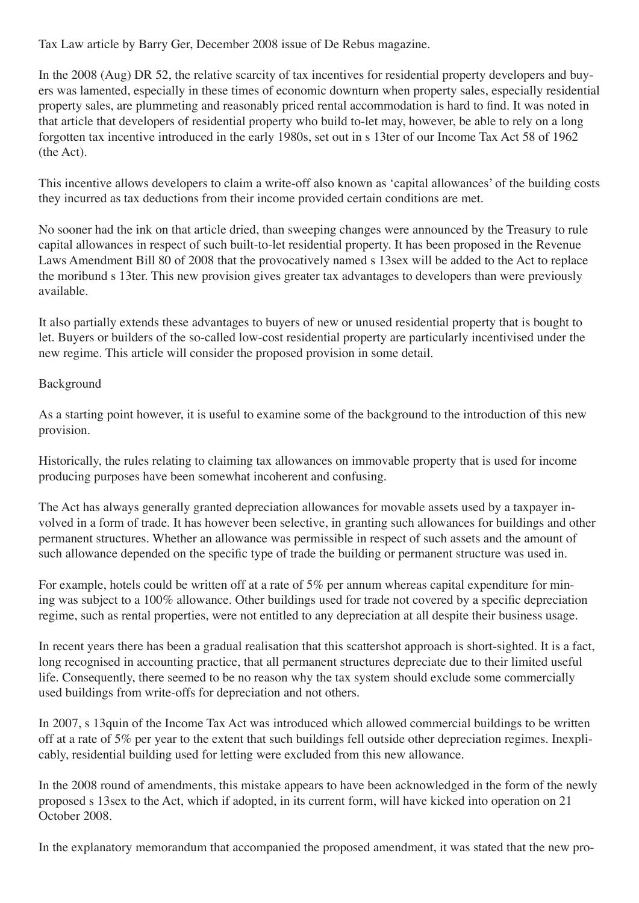Tax Law article by Barry Ger, December 2008 issue of De Rebus magazine.

In the 2008 (Aug) DR 52, the relative scarcity of tax incentives for residential property developers and buyers was lamented, especially in these times of economic downturn when property sales, especially residential property sales, are plummeting and reasonably priced rental accommodation is hard to find. It was noted in that article that developers of residential property who build to-let may, however, be able to rely on a long forgotten tax incentive introduced in the early 1980s, set out in s 13ter of our Income Tax Act 58 of 1962 (the Act).

This incentive allows developers to claim a write-off also known as 'capital allowances' of the building costs they incurred as tax deductions from their income provided certain conditions are met.

No sooner had the ink on that article dried, than sweeping changes were announced by the Treasury to rule capital allowances in respect of such built-to-let residential property. It has been proposed in the Revenue Laws Amendment Bill 80 of 2008 that the provocatively named s 13sex will be added to the Act to replace the moribund s 13ter. This new provision gives greater tax advantages to developers than were previously available.

It also partially extends these advantages to buyers of new or unused residential property that is bought to let. Buyers or builders of the so-called low-cost residential property are particularly incentivised under the new regime. This article will consider the proposed provision in some detail.

## Background

As a starting point however, it is useful to examine some of the background to the introduction of this new provision.

Historically, the rules relating to claiming tax allowances on immovable property that is used for income producing purposes have been somewhat incoherent and confusing.

The Act has always generally granted depreciation allowances for movable assets used by a taxpayer involved in a form of trade. It has however been selective, in granting such allowances for buildings and other permanent structures. Whether an allowance was permissible in respect of such assets and the amount of such allowance depended on the specific type of trade the building or permanent structure was used in.

For example, hotels could be written off at a rate of 5% per annum whereas capital expenditure for mining was subject to a 100% allowance. Other buildings used for trade not covered by a specific depreciation regime, such as rental properties, were not entitled to any depreciation at all despite their business usage.

In recent years there has been a gradual realisation that this scattershot approach is short-sighted. It is a fact, long recognised in accounting practice, that all permanent structures depreciate due to their limited useful life. Consequently, there seemed to be no reason why the tax system should exclude some commercially used buildings from write-offs for depreciation and not others.

In 2007, s 13quin of the Income Tax Act was introduced which allowed commercial buildings to be written off at a rate of 5% per year to the extent that such buildings fell outside other depreciation regimes. Inexplicably, residential building used for letting were excluded from this new allowance.

In the 2008 round of amendments, this mistake appears to have been acknowledged in the form of the newly proposed s 13sex to the Act, which if adopted, in its current form, will have kicked into operation on 21 October 2008.

In the explanatory memorandum that accompanied the proposed amendment, it was stated that the new pro-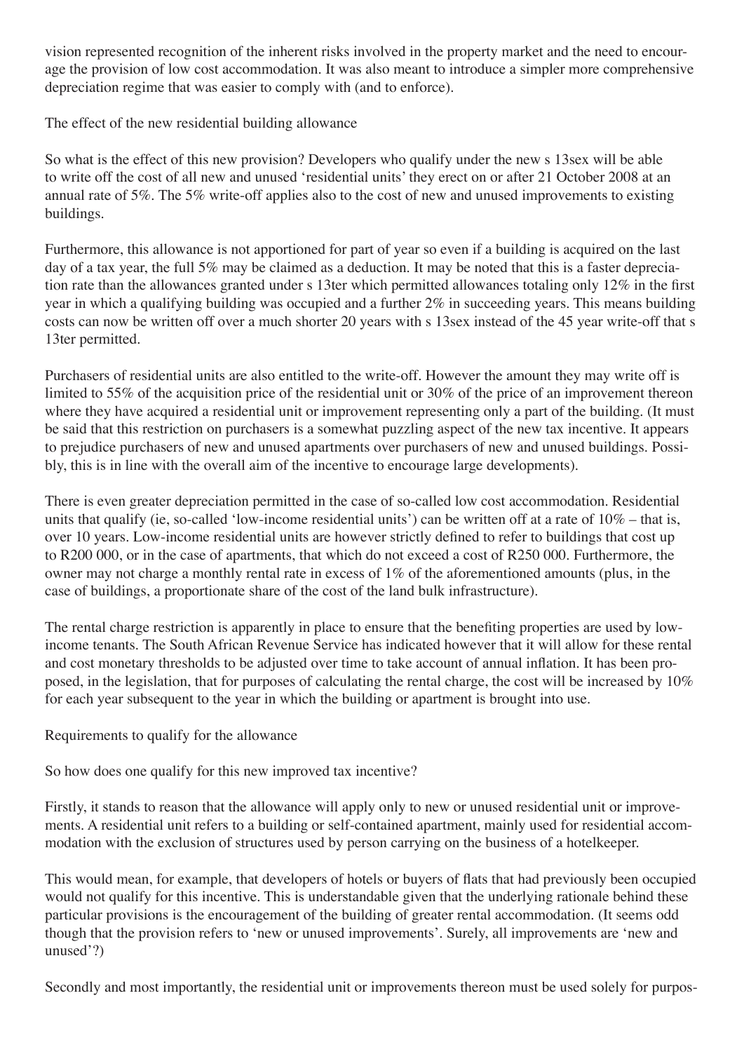vision represented recognition of the inherent risks involved in the property market and the need to encourage the provision of low cost accommodation. It was also meant to introduce a simpler more comprehensive depreciation regime that was easier to comply with (and to enforce).

## The effect of the new residential building allowance

So what is the effect of this new provision? Developers who qualify under the new s 13sex will be able to write off the cost of all new and unused 'residential units' they erect on or after 21 October 2008 at an annual rate of 5%. The 5% write-off applies also to the cost of new and unused improvements to existing buildings.

Furthermore, this allowance is not apportioned for part of year so even if a building is acquired on the last day of a tax year, the full 5% may be claimed as a deduction. It may be noted that this is a faster depreciation rate than the allowances granted under s 13ter which permitted allowances totaling only 12% in the first year in which a qualifying building was occupied and a further 2% in succeeding years. This means building costs can now be written off over a much shorter 20 years with s 13sex instead of the 45 year write-off that s 13ter permitted.

Purchasers of residential units are also entitled to the write-off. However the amount they may write off is limited to 55% of the acquisition price of the residential unit or 30% of the price of an improvement thereon where they have acquired a residential unit or improvement representing only a part of the building. (It must be said that this restriction on purchasers is a somewhat puzzling aspect of the new tax incentive. It appears to prejudice purchasers of new and unused apartments over purchasers of new and unused buildings. Possibly, this is in line with the overall aim of the incentive to encourage large developments).

There is even greater depreciation permitted in the case of so-called low cost accommodation. Residential units that qualify (ie, so-called 'low-income residential units') can be written off at a rate of 10% – that is, over 10 years. Low-income residential units are however strictly defined to refer to buildings that cost up to R200 000, or in the case of apartments, that which do not exceed a cost of R250 000. Furthermore, the owner may not charge a monthly rental rate in excess of 1% of the aforementioned amounts (plus, in the case of buildings, a proportionate share of the cost of the land bulk infrastructure).

The rental charge restriction is apparently in place to ensure that the benefiting properties are used by low-income tenants. The South African Revenue Service has indicated however that it will allow for these rental and cost monetary thresholds to be adjusted over time to take account of annual inflation. It has been proposed, in the legislation, that for purposes of calculating the rental charge, the cost will be increased by 10% for each year subsequent to the year in which the building or apartment is brought into use.

## Requirements to qualify for the allowance

So how does one qualify for this new improved tax incentive?

Firstly, it stands to reason that the allowance will apply only to new or unused residential unit or improvements. A residential unit refers to a building or self-contained apartment, mainly used for residential accommodation with the exclusion of structures used by person carrying on the business of a hotelkeeper.

This would mean, for example, that developers of hotels or buyers of flats that had previously been occupied would not qualify for this incentive. This is understandable given that the underlying rationale behind these particular provisions is the encouragement of the building of greater rental accommodation. (It seems odd though that the provision refers to 'new or unused improvements'. Surely, all improvements are 'new and unused'?)

Secondly and most importantly, the residential unit or improvements thereon must be used solely for purpos-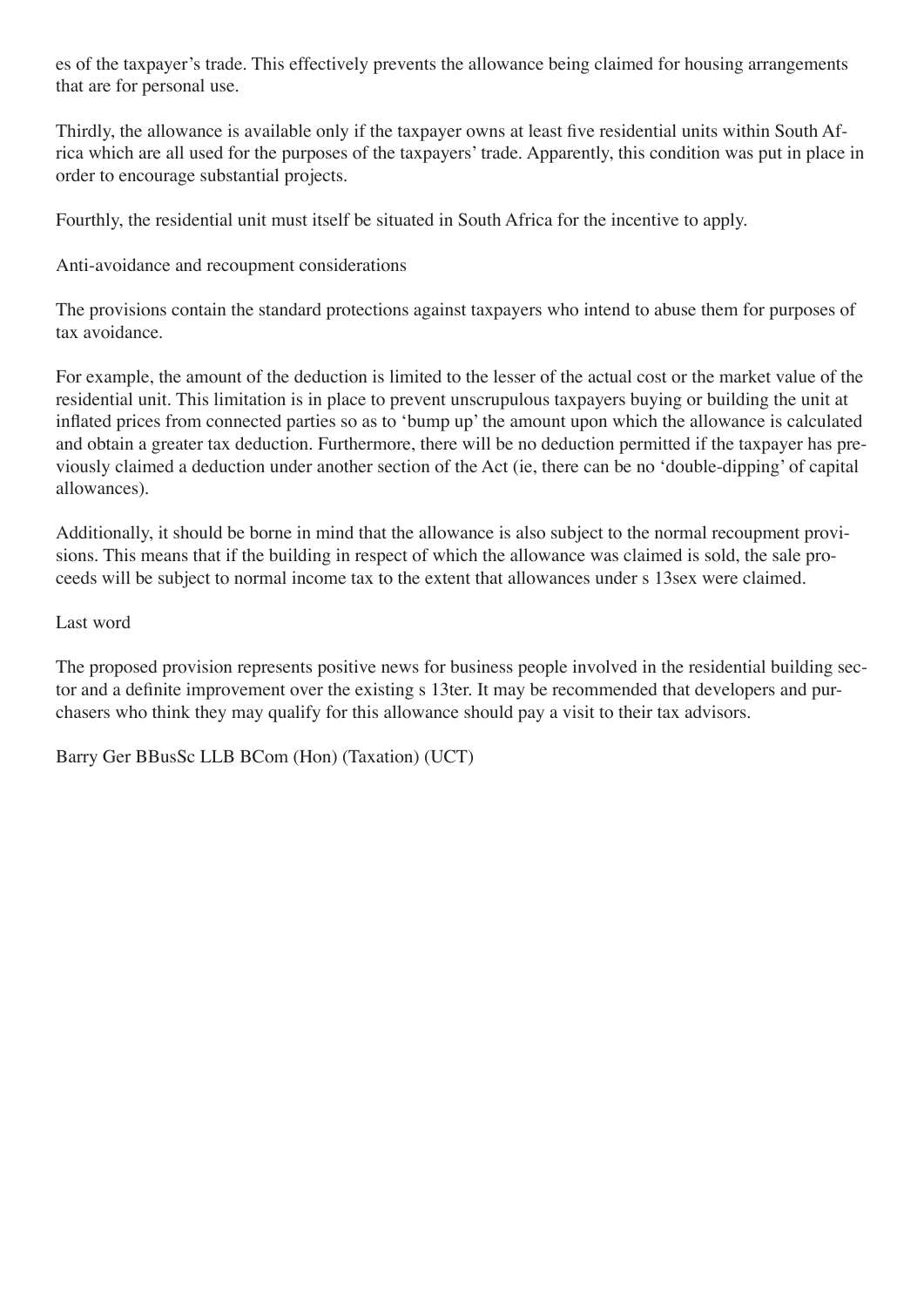es of the taxpayer's trade. This effectively prevents the allowance being claimed for housing arrangements that are for personal use.

Thirdly, the allowance is available only if the taxpayer owns at least five residential units within South Africa which are all used for the purposes of the taxpayers' trade. Apparently, this condition was put in place in order to encourage substantial projects.

Fourthly, the residential unit must itself be situated in South Africa for the incentive to apply.

## Anti-avoidance and recoupment considerations

The provisions contain the standard protections against taxpayers who intend to abuse them for purposes of tax avoidance.

For example, the amount of the deduction is limited to the lesser of the actual cost or the market value of the residential unit. This limitation is in place to prevent unscrupulous taxpayers buying or building the unit at inflated prices from connected parties so as to 'bump up' the amount upon which the allowance is calculated and obtain a greater tax deduction. Furthermore, there will be no deduction permitted if the taxpayer has previously claimed a deduction under another section of the Act (ie, there can be no 'double-dipping' of capital allowances).

Additionally, it should be borne in mind that the allowance is also subject to the normal recoupment provisions. This means that if the building in respect of which the allowance was claimed is sold, the sale proceeds will be subject to normal income tax to the extent that allowances under s 13sex were claimed.

## Last word

The proposed provision represents positive news for business people involved in the residential building sector and a definite improvement over the existing s 13ter. It may be recommended that developers and purchasers who think they may qualify for this allowance should pay a visit to their tax advisors.

Barry Ger BBusSc LLB BCom (Hon) (Taxation) (UCT)